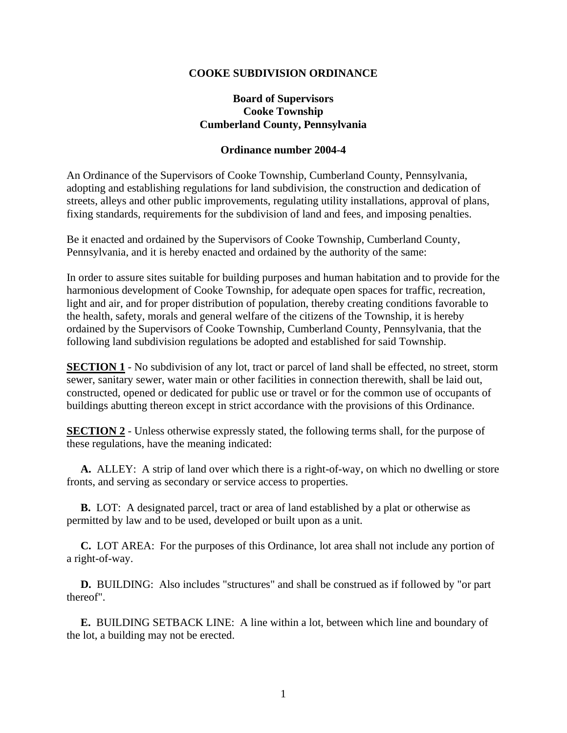# COOKE SUBDIVISION ORDINANCE

## Board of Supervisors
## Cooke Township
## Cumberland County, Pennsylvania

### Ordinance number 2004-4

An Ordinance of the Supervisors of Cooke Township, Cumberland County, Pennsylvania, adopting and establishing regulations for land subdivision, the construction and dedication of streets, alleys and other public improvements, regulating utility installations, approval of plans, fixing standards, requirements for the subdivision of land and fees, and imposing penalties.

Be it enacted and ordained by the Supervisors of Cooke Township, Cumberland County, Pennsylvania, and it is hereby enacted and ordained by the authority of the same:

In order to assure sites suitable for building purposes and human habitation and to provide for the harmonious development of Cooke Township, for adequate open spaces for traffic, recreation, light and air, and for proper distribution of population, thereby creating conditions favorable to the health, safety, morals and general welfare of the citizens of the Township, it is hereby ordained by the Supervisors of Cooke Township, Cumberland County, Pennsylvania, that the following land subdivision regulations be adopted and established for said Township.

**SECTION 1** - No subdivision of any lot, tract or parcel of land shall be effected, no street, storm sewer, sanitary sewer, water main or other facilities in connection therewith, shall be laid out, constructed, opened or dedicated for public use or travel or for the common use of occupants of buildings abutting thereon except in strict accordance with the provisions of this Ordinance.

**SECTION 2** - Unless otherwise expressly stated, the following terms shall, for the purpose of these regulations, have the meaning indicated:

**A.** ALLEY: A strip of land over which there is a right-of-way, on which no dwelling or store fronts, and serving as secondary or service access to properties.

**B.** LOT: A designated parcel, tract or area of land established by a plat or otherwise as permitted by law and to be used, developed or built upon as a unit.

**C.** LOT AREA: For the purposes of this Ordinance, lot area shall not include any portion of a right-of-way.

**D.** BUILDING: Also includes "structures" and shall be construed as if followed by "or part thereof".

**E.** BUILDING SETBACK LINE: A line within a lot, between which line and boundary of the lot, a building may not be erected.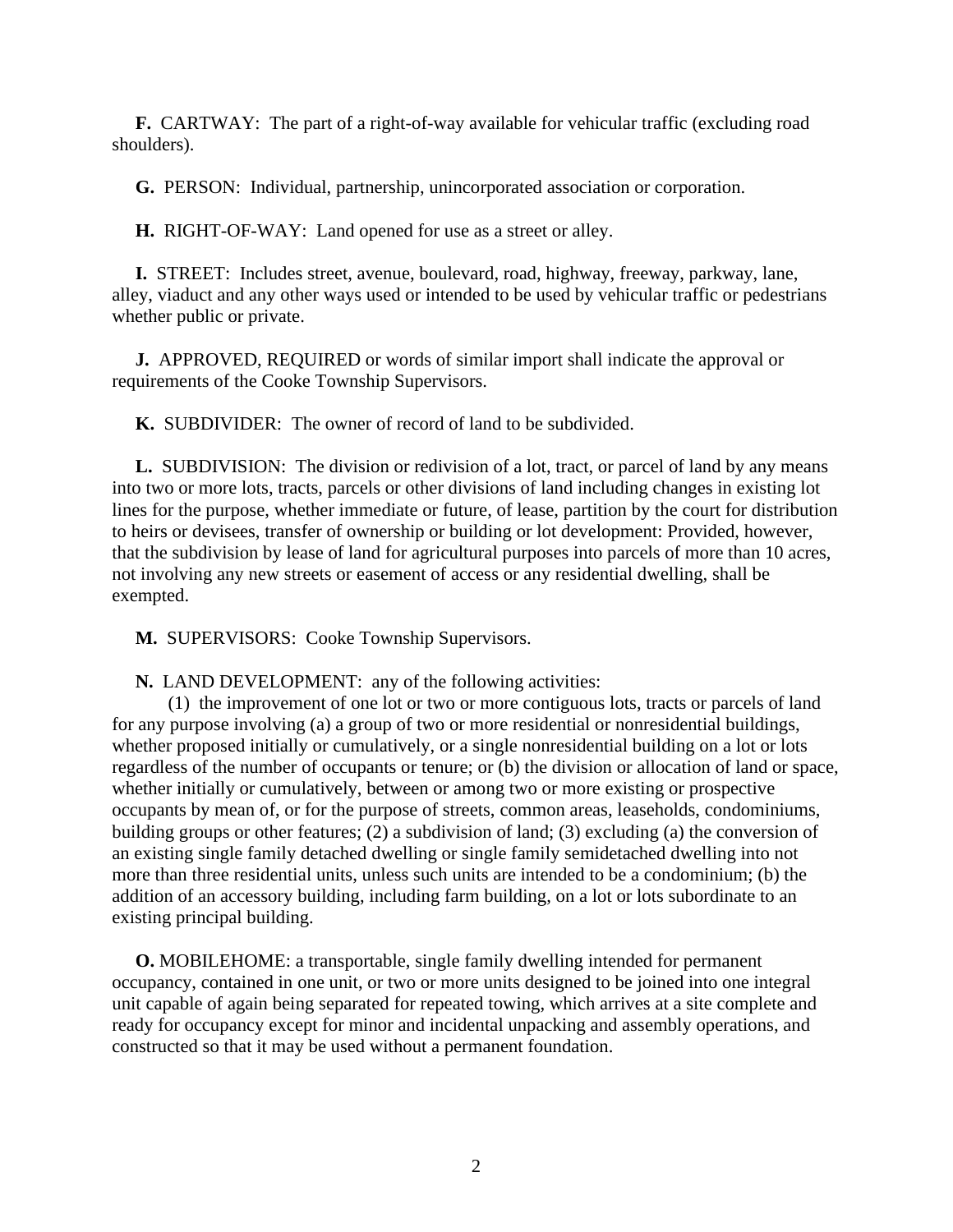**F.** CARTWAY: The part of a right-of-way available for vehicular traffic (excluding road shoulders).

**G.** PERSON: Individual, partnership, unincorporated association or corporation.

**H.** RIGHT-OF-WAY: Land opened for use as a street or alley.

**I.** STREET: Includes street, avenue, boulevard, road, highway, freeway, parkway, lane, alley, viaduct and any other ways used or intended to be used by vehicular traffic or pedestrians whether public or private.

**J.** APPROVED, REQUIRED or words of similar import shall indicate the approval or requirements of the Cooke Township Supervisors.

**K.** SUBDIVIDER: The owner of record of land to be subdivided.

**L.** SUBDIVISION: The division or redivision of a lot, tract, or parcel of land by any means into two or more lots, tracts, parcels or other divisions of land including changes in existing lot lines for the purpose, whether immediate or future, of lease, partition by the court for distribution to heirs or devisees, transfer of ownership or building or lot development: Provided, however, that the subdivision by lease of land for agricultural purposes into parcels of more than 10 acres, not involving any new streets or easement of access or any residential dwelling, shall be exempted.

**M.** SUPERVISORS: Cooke Township Supervisors.

**N.** LAND DEVELOPMENT: any of the following activities:

(1) the improvement of one lot or two or more contiguous lots, tracts or parcels of land for any purpose involving (a) a group of two or more residential or nonresidential buildings, whether proposed initially or cumulatively, or a single nonresidential building on a lot or lots regardless of the number of occupants or tenure; or (b) the division or allocation of land or space, whether initially or cumulatively, between or among two or more existing or prospective occupants by mean of, or for the purpose of streets, common areas, leaseholds, condominiums, building groups or other features; (2) a subdivision of land; (3) excluding (a) the conversion of an existing single family detached dwelling or single family semidetached dwelling into not more than three residential units, unless such units are intended to be a condominium; (b) the addition of an accessory building, including farm building, on a lot or lots subordinate to an existing principal building.

**O.** MOBILEHOME: a transportable, single family dwelling intended for permanent occupancy, contained in one unit, or two or more units designed to be joined into one integral unit capable of again being separated for repeated towing, which arrives at a site complete and ready for occupancy except for minor and incidental unpacking and assembly operations, and constructed so that it may be used without a permanent foundation.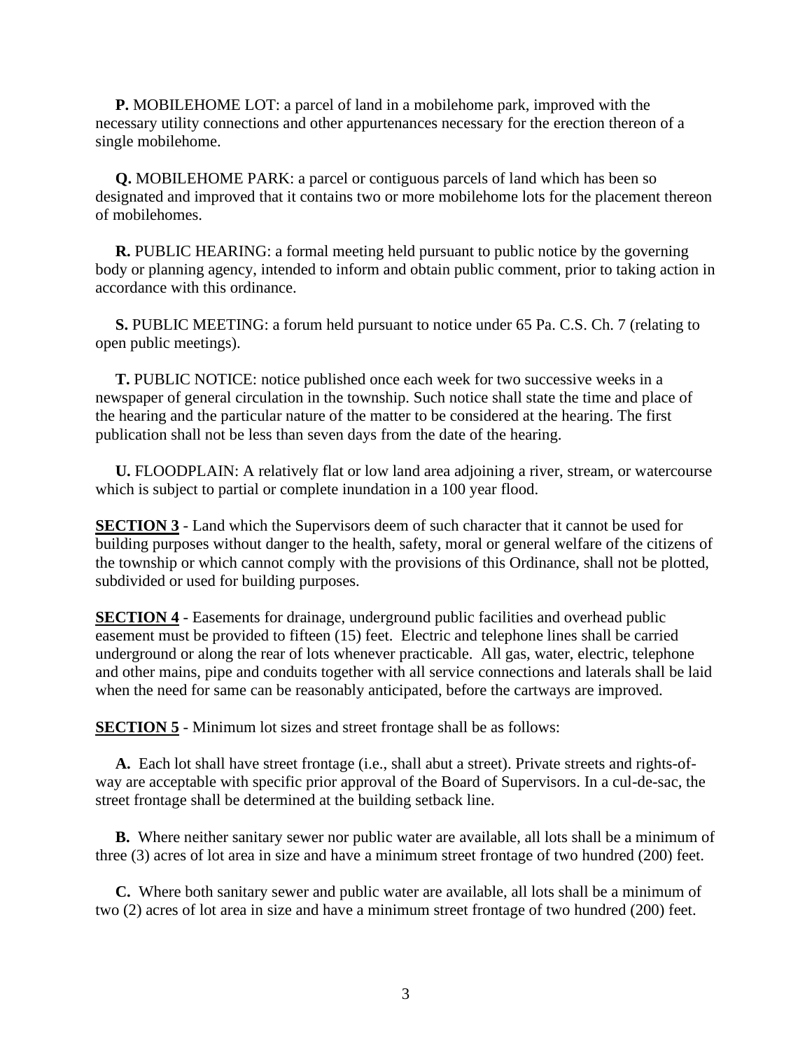**P.** MOBILEHOME LOT: a parcel of land in a mobilehome park, improved with the necessary utility connections and other appurtenances necessary for the erection thereon of a single mobilehome.

**Q.** MOBILEHOME PARK: a parcel or contiguous parcels of land which has been so designated and improved that it contains two or more mobilehome lots for the placement thereon of mobilehomes.

**R.** PUBLIC HEARING: a formal meeting held pursuant to public notice by the governing body or planning agency, intended to inform and obtain public comment, prior to taking action in accordance with this ordinance.

**S.** PUBLIC MEETING: a forum held pursuant to notice under 65 Pa. C.S. Ch. 7 (relating to open public meetings).

**T.** PUBLIC NOTICE: notice published once each week for two successive weeks in a newspaper of general circulation in the township. Such notice shall state the time and place of the hearing and the particular nature of the matter to be considered at the hearing. The first publication shall not be less than seven days from the date of the hearing.

**U.** FLOODPLAIN: A relatively flat or low land area adjoining a river, stream, or watercourse which is subject to partial or complete inundation in a 100 year flood.

**SECTION 3** - Land which the Supervisors deem of such character that it cannot be used for building purposes without danger to the health, safety, moral or general welfare of the citizens of the township or which cannot comply with the provisions of this Ordinance, shall not be plotted, subdivided or used for building purposes.

**SECTION 4** - Easements for drainage, underground public facilities and overhead public easement must be provided to fifteen (15) feet. Electric and telephone lines shall be carried underground or along the rear of lots whenever practicable. All gas, water, electric, telephone and other mains, pipe and conduits together with all service connections and laterals shall be laid when the need for same can be reasonably anticipated, before the cartways are improved.

**SECTION 5** - Minimum lot sizes and street frontage shall be as follows:

**A.** Each lot shall have street frontage (i.e., shall abut a street). Private streets and rights-of-way are acceptable with specific prior approval of the Board of Supervisors. In a cul-de-sac, the street frontage shall be determined at the building setback line.

**B.** Where neither sanitary sewer nor public water are available, all lots shall be a minimum of three (3) acres of lot area in size and have a minimum street frontage of two hundred (200) feet.

**C.** Where both sanitary sewer and public water are available, all lots shall be a minimum of two (2) acres of lot area in size and have a minimum street frontage of two hundred (200) feet.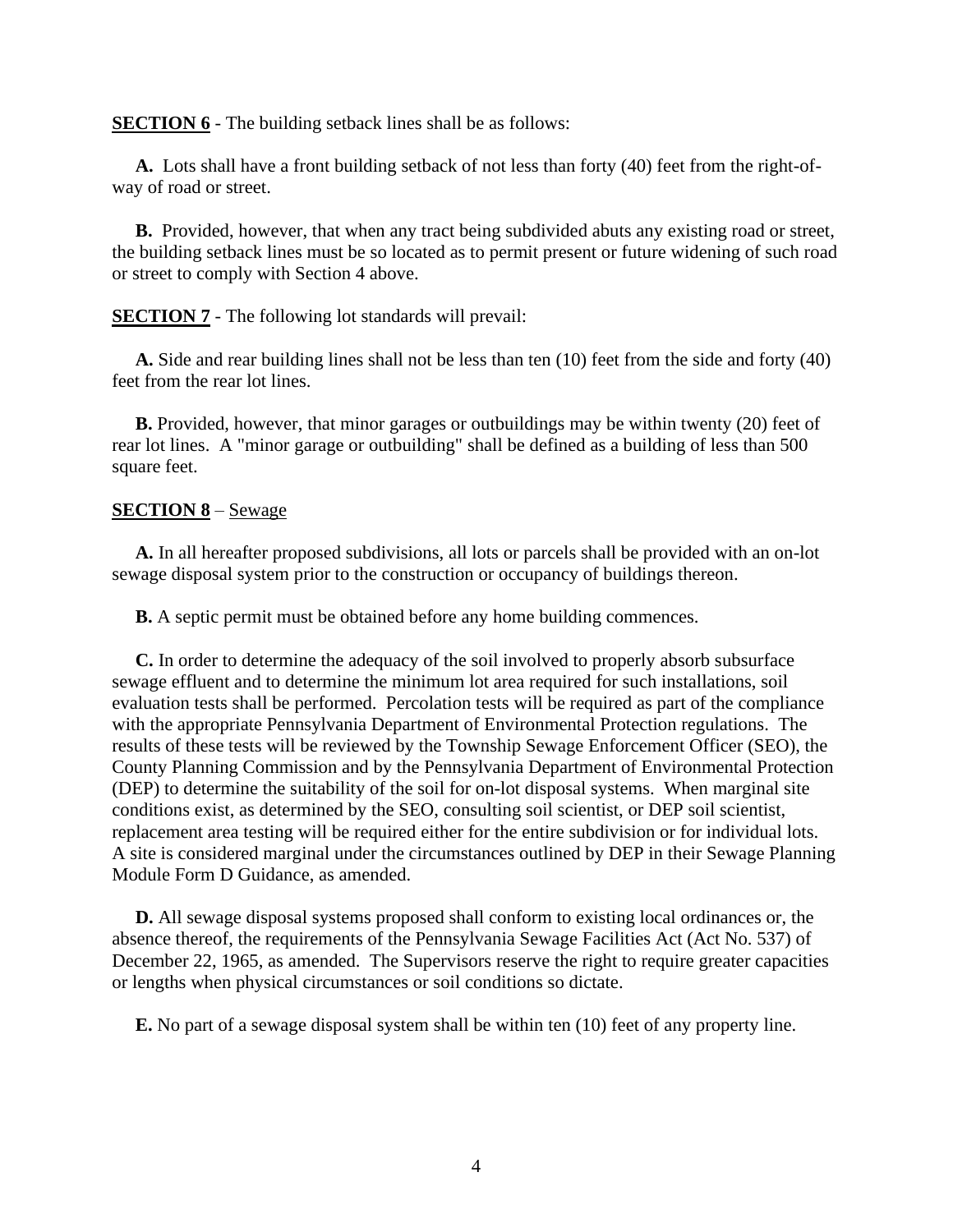**SECTION 6** - The building setback lines shall be as follows:

**A.** Lots shall have a front building setback of not less than forty (40) feet from the right-of-way of road or street.

**B.** Provided, however, that when any tract being subdivided abuts any existing road or street, the building setback lines must be so located as to permit present or future widening of such road or street to comply with Section 4 above.

**SECTION 7** - The following lot standards will prevail:

**A.** Side and rear building lines shall not be less than ten (10) feet from the side and forty (40) feet from the rear lot lines.

**B.** Provided, however, that minor garages or outbuildings may be within twenty (20) feet of rear lot lines. A "minor garage or outbuilding" shall be defined as a building of less than 500 square feet.

**SECTION 8** – Sewage

**A.** In all hereafter proposed subdivisions, all lots or parcels shall be provided with an on-lot sewage disposal system prior to the construction or occupancy of buildings thereon.

**B.** A septic permit must be obtained before any home building commences.

**C.** In order to determine the adequacy of the soil involved to properly absorb subsurface sewage effluent and to determine the minimum lot area required for such installations, soil evaluation tests shall be performed. Percolation tests will be required as part of the compliance with the appropriate Pennsylvania Department of Environmental Protection regulations. The results of these tests will be reviewed by the Township Sewage Enforcement Officer (SEO), the County Planning Commission and by the Pennsylvania Department of Environmental Protection (DEP) to determine the suitability of the soil for on-lot disposal systems. When marginal site conditions exist, as determined by the SEO, consulting soil scientist, or DEP soil scientist, replacement area testing will be required either for the entire subdivision or for individual lots. A site is considered marginal under the circumstances outlined by DEP in their Sewage Planning Module Form D Guidance, as amended.

**D.** All sewage disposal systems proposed shall conform to existing local ordinances or, the absence thereof, the requirements of the Pennsylvania Sewage Facilities Act (Act No. 537) of December 22, 1965, as amended. The Supervisors reserve the right to require greater capacities or lengths when physical circumstances or soil conditions so dictate.

**E.** No part of a sewage disposal system shall be within ten (10) feet of any property line.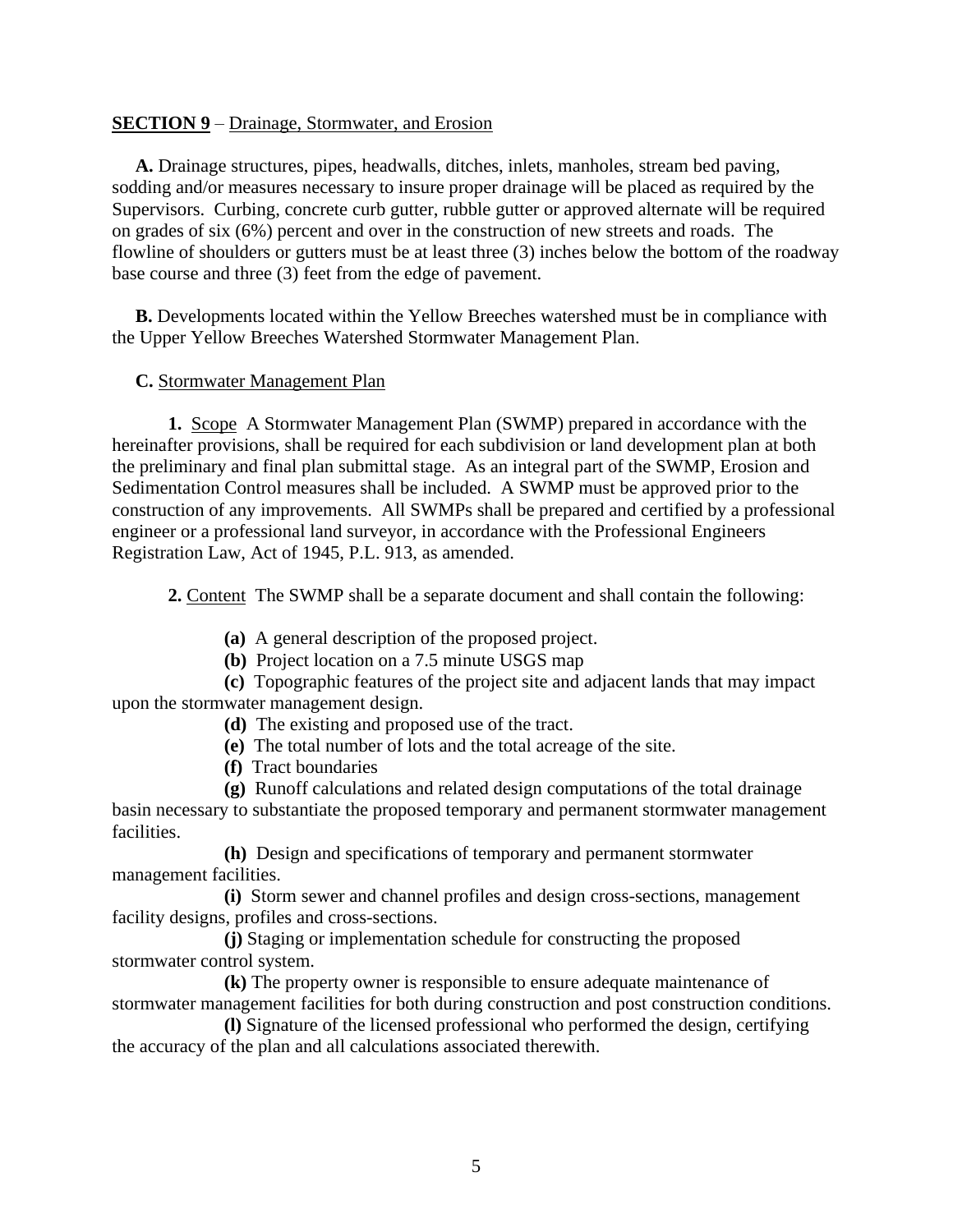**SECTION 9** – Drainage, Stormwater, and Erosion

**A.** Drainage structures, pipes, headwalls, ditches, inlets, manholes, stream bed paving, sodding and/or measures necessary to insure proper drainage will be placed as required by the Supervisors. Curbing, concrete curb gutter, rubble gutter or approved alternate will be required on grades of six (6%) percent and over in the construction of new streets and roads. The flowline of shoulders or gutters must be at least three (3) inches below the bottom of the roadway base course and three (3) feet from the edge of pavement.

**B.** Developments located within the Yellow Breeches watershed must be in compliance with the Upper Yellow Breeches Watershed Stormwater Management Plan.

**C.** Stormwater Management Plan

**1.** Scope A Stormwater Management Plan (SWMP) prepared in accordance with the hereinafter provisions, shall be required for each subdivision or land development plan at both the preliminary and final plan submittal stage. As an integral part of the SWMP, Erosion and Sedimentation Control measures shall be included. A SWMP must be approved prior to the construction of any improvements. All SWMPs shall be prepared and certified by a professional engineer or a professional land surveyor, in accordance with the Professional Engineers Registration Law, Act of 1945, P.L. 913, as amended.

**2.** Content The SWMP shall be a separate document and shall contain the following:

**(a)** A general description of the proposed project.

**(b)** Project location on a 7.5 minute USGS map

**(c)** Topographic features of the project site and adjacent lands that may impact upon the stormwater management design.

**(d)** The existing and proposed use of the tract.

**(e)** The total number of lots and the total acreage of the site.

**(f)** Tract boundaries

**(g)** Runoff calculations and related design computations of the total drainage basin necessary to substantiate the proposed temporary and permanent stormwater management facilities.

**(h)** Design and specifications of temporary and permanent stormwater management facilities.

**(i)** Storm sewer and channel profiles and design cross-sections, management facility designs, profiles and cross-sections.

**(j)** Staging or implementation schedule for constructing the proposed stormwater control system.

**(k)** The property owner is responsible to ensure adequate maintenance of stormwater management facilities for both during construction and post construction conditions.

**(l)** Signature of the licensed professional who performed the design, certifying the accuracy of the plan and all calculations associated therewith.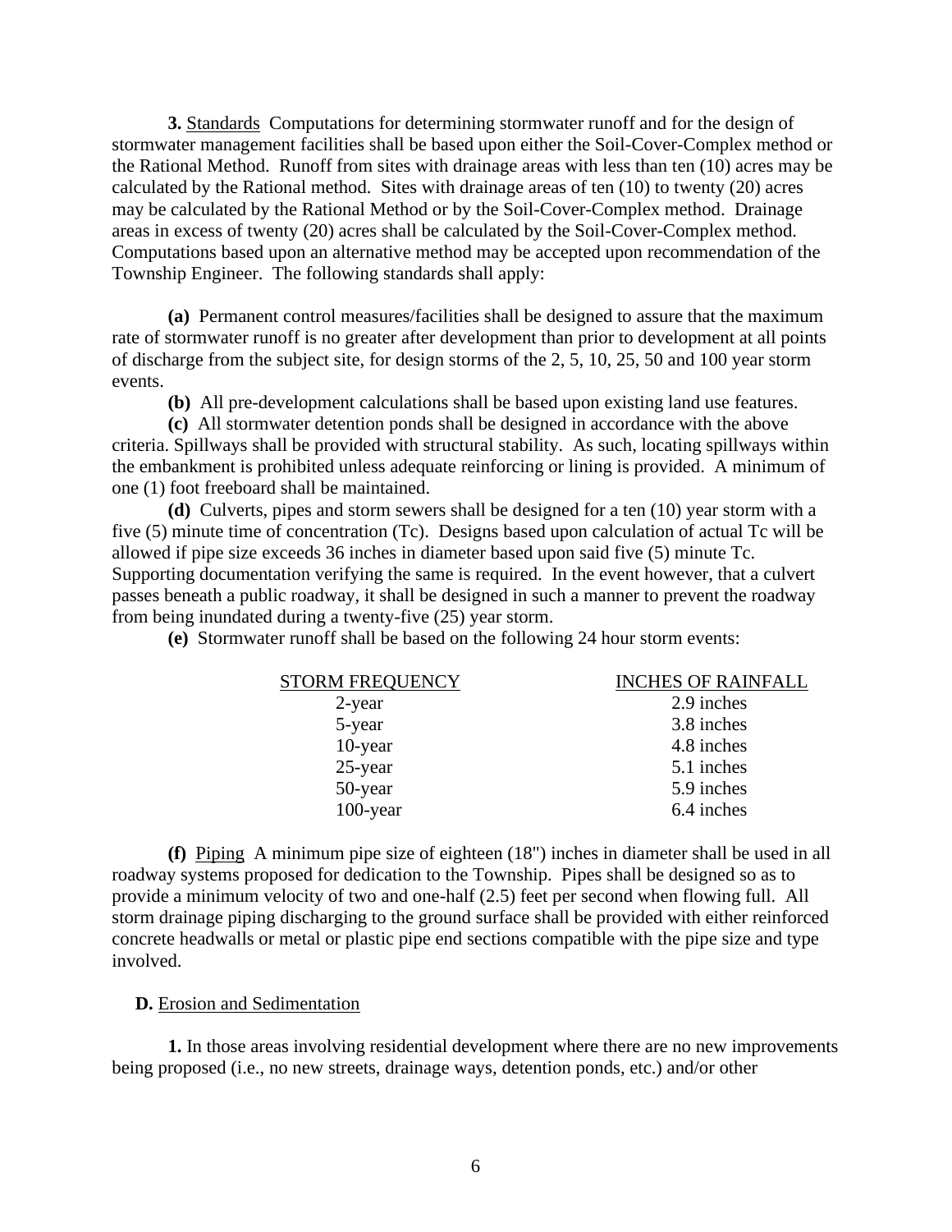**3.** Standards  Computations for determining stormwater runoff and for the design of stormwater management facilities shall be based upon either the Soil-Cover-Complex method or the Rational Method. Runoff from sites with drainage areas with less than ten (10) acres may be calculated by the Rational method. Sites with drainage areas of ten (10) to twenty (20) acres may be calculated by the Rational Method or by the Soil-Cover-Complex method. Drainage areas in excess of twenty (20) acres shall be calculated by the Soil-Cover-Complex method. Computations based upon an alternative method may be accepted upon recommendation of the Township Engineer. The following standards shall apply:

**(a)** Permanent control measures/facilities shall be designed to assure that the maximum rate of stormwater runoff is no greater after development than prior to development at all points of discharge from the subject site, for design storms of the 2, 5, 10, 25, 50 and 100 year storm events.

**(b)** All pre-development calculations shall be based upon existing land use features.

**(c)** All stormwater detention ponds shall be designed in accordance with the above criteria. Spillways shall be provided with structural stability. As such, locating spillways within the embankment is prohibited unless adequate reinforcing or lining is provided. A minimum of one (1) foot freeboard shall be maintained.

**(d)** Culverts, pipes and storm sewers shall be designed for a ten (10) year storm with a five (5) minute time of concentration (Tc). Designs based upon calculation of actual Tc will be allowed if pipe size exceeds 36 inches in diameter based upon said five (5) minute Tc. Supporting documentation verifying the same is required. In the event however, that a culvert passes beneath a public roadway, it shall be designed in such a manner to prevent the roadway from being inundated during a twenty-five (25) year storm.

**(e)** Stormwater runoff shall be based on the following 24 hour storm events:

| STORM FREQUENCY | INCHES OF RAINFALL |
|---|---|
| 2-year | 2.9 inches |
| 5-year | 3.8 inches |
| 10-year | 4.8 inches |
| 25-year | 5.1 inches |
| 50-year | 5.9 inches |
| 100-year | 6.4 inches |

**(f)** Piping  A minimum pipe size of eighteen (18") inches in diameter shall be used in all roadway systems proposed for dedication to the Township. Pipes shall be designed so as to provide a minimum velocity of two and one-half (2.5) feet per second when flowing full. All storm drainage piping discharging to the ground surface shall be provided with either reinforced concrete headwalls or metal or plastic pipe end sections compatible with the pipe size and type involved.

**D.** Erosion and Sedimentation

**1.** In those areas involving residential development where there are no new improvements being proposed (i.e., no new streets, drainage ways, detention ponds, etc.) and/or other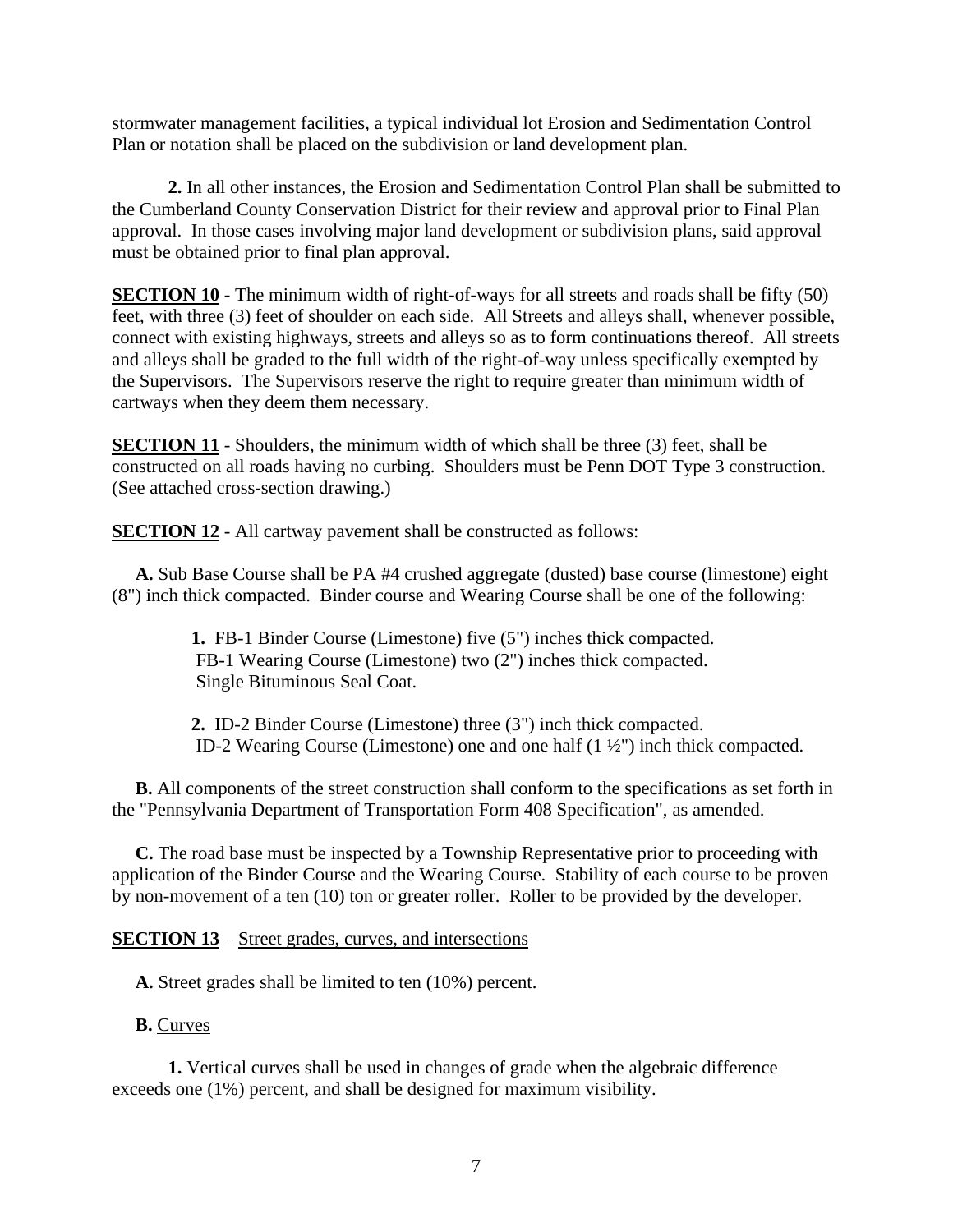stormwater management facilities, a typical individual lot Erosion and Sedimentation Control Plan or notation shall be placed on the subdivision or land development plan.

**2.** In all other instances, the Erosion and Sedimentation Control Plan shall be submitted to the Cumberland County Conservation District for their review and approval prior to Final Plan approval. In those cases involving major land development or subdivision plans, said approval must be obtained prior to final plan approval.

**<u>SECTION 10</u>** - The minimum width of right-of-ways for all streets and roads shall be fifty (50) feet, with three (3) feet of shoulder on each side. All Streets and alleys shall, whenever possible, connect with existing highways, streets and alleys so as to form continuations thereof. All streets and alleys shall be graded to the full width of the right-of-way unless specifically exempted by the Supervisors. The Supervisors reserve the right to require greater than minimum width of cartways when they deem them necessary.

**<u>SECTION 11</u>** - Shoulders, the minimum width of which shall be three (3) feet, shall be constructed on all roads having no curbing. Shoulders must be Penn DOT Type 3 construction. (See attached cross-section drawing.)

**<u>SECTION 12</u>** - All cartway pavement shall be constructed as follows:

**A.** Sub Base Course shall be PA #4 crushed aggregate (dusted) base course (limestone) eight (8") inch thick compacted. Binder course and Wearing Course shall be one of the following:

**1.** FB-1 Binder Course (Limestone) five (5") inches thick compacted.
FB-1 Wearing Course (Limestone) two (2") inches thick compacted.
Single Bituminous Seal Coat.

**2.** ID-2 Binder Course (Limestone) three (3") inch thick compacted.
ID-2 Wearing Course (Limestone) one and one half (1 ½") inch thick compacted.

**B.** All components of the street construction shall conform to the specifications as set forth in the "Pennsylvania Department of Transportation Form 408 Specification", as amended.

**C.** The road base must be inspected by a Township Representative prior to proceeding with application of the Binder Course and the Wearing Course. Stability of each course to be proven by non-movement of a ten (10) ton or greater roller. Roller to be provided by the developer.

**<u>SECTION 13</u>** – <u>Street grades, curves, and intersections</u>

**A.** Street grades shall be limited to ten (10%) percent.

**B.** <u>Curves</u>

**1.** Vertical curves shall be used in changes of grade when the algebraic difference exceeds one (1%) percent, and shall be designed for maximum visibility.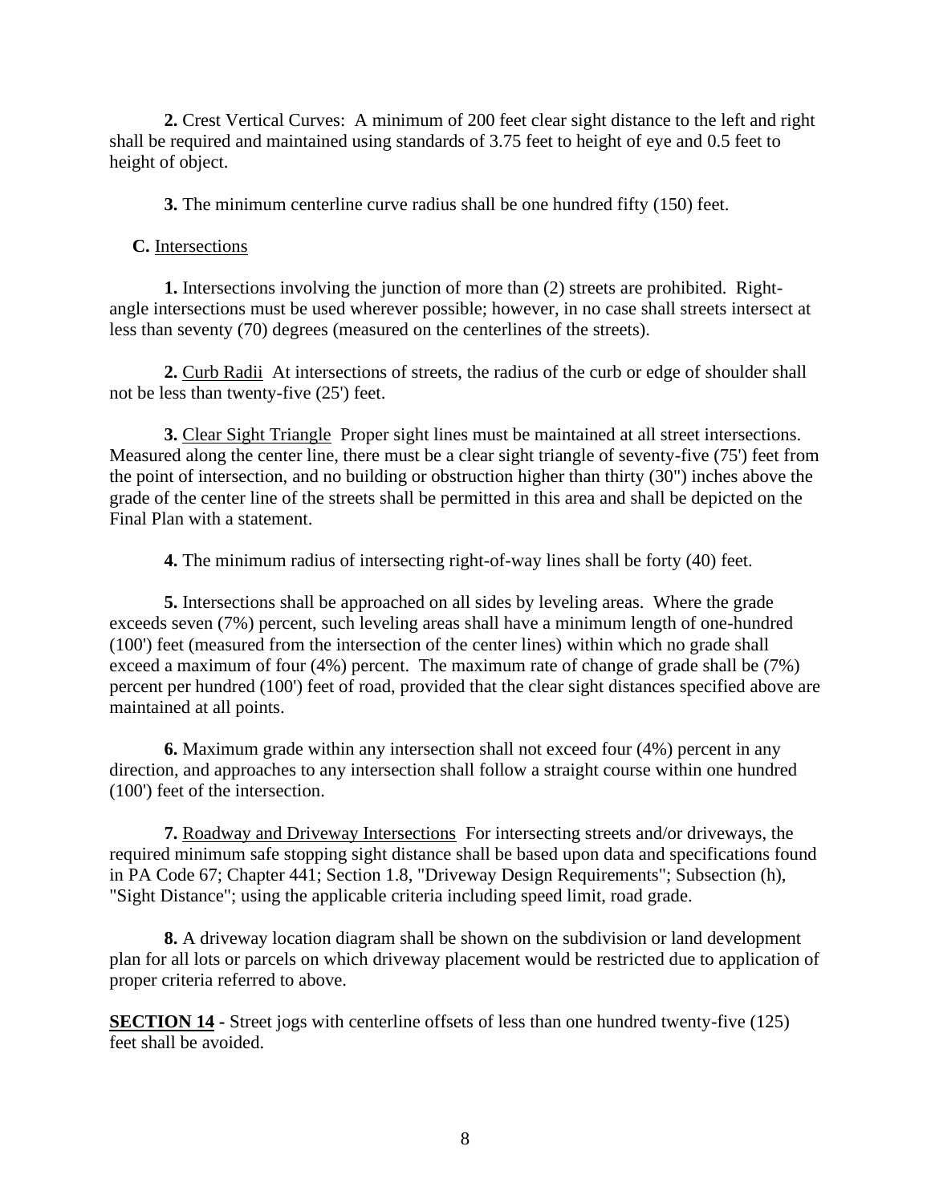**2.** Crest Vertical Curves: A minimum of 200 feet clear sight distance to the left and right shall be required and maintained using standards of 3.75 feet to height of eye and 0.5 feet to height of object.

**3.** The minimum centerline curve radius shall be one hundred fifty (150) feet.

**C.** Intersections

**1.** Intersections involving the junction of more than (2) streets are prohibited. Right-angle intersections must be used wherever possible; however, in no case shall streets intersect at less than seventy (70) degrees (measured on the centerlines of the streets).

**2.** Curb Radii At intersections of streets, the radius of the curb or edge of shoulder shall not be less than twenty-five (25') feet.

**3.** Clear Sight Triangle Proper sight lines must be maintained at all street intersections. Measured along the center line, there must be a clear sight triangle of seventy-five (75') feet from the point of intersection, and no building or obstruction higher than thirty (30") inches above the grade of the center line of the streets shall be permitted in this area and shall be depicted on the Final Plan with a statement.

**4.** The minimum radius of intersecting right-of-way lines shall be forty (40) feet.

**5.** Intersections shall be approached on all sides by leveling areas. Where the grade exceeds seven (7%) percent, such leveling areas shall have a minimum length of one-hundred (100') feet (measured from the intersection of the center lines) within which no grade shall exceed a maximum of four (4%) percent. The maximum rate of change of grade shall be (7%) percent per hundred (100') feet of road, provided that the clear sight distances specified above are maintained at all points.

**6.** Maximum grade within any intersection shall not exceed four (4%) percent in any direction, and approaches to any intersection shall follow a straight course within one hundred (100') feet of the intersection.

**7.** Roadway and Driveway Intersections For intersecting streets and/or driveways, the required minimum safe stopping sight distance shall be based upon data and specifications found in PA Code 67; Chapter 441; Section 1.8, "Driveway Design Requirements"; Subsection (h), "Sight Distance"; using the applicable criteria including speed limit, road grade.

**8.** A driveway location diagram shall be shown on the subdivision or land development plan for all lots or parcels on which driveway placement would be restricted due to application of proper criteria referred to above.

**SECTION 14 -** Street jogs with centerline offsets of less than one hundred twenty-five (125) feet shall be avoided.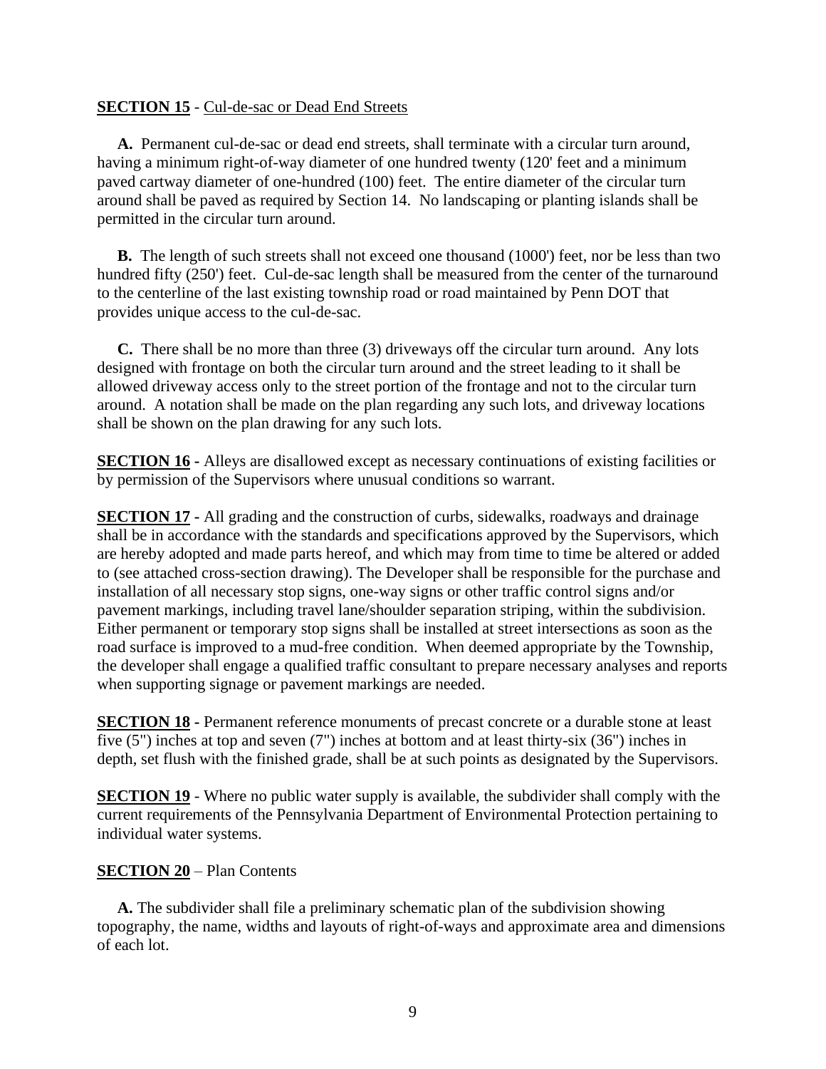**SECTION 15** - Cul-de-sac or Dead End Streets

**A.** Permanent cul-de-sac or dead end streets, shall terminate with a circular turn around, having a minimum right-of-way diameter of one hundred twenty (120' feet and a minimum paved cartway diameter of one-hundred (100) feet. The entire diameter of the circular turn around shall be paved as required by Section 14. No landscaping or planting islands shall be permitted in the circular turn around.

**B.** The length of such streets shall not exceed one thousand (1000') feet, nor be less than two hundred fifty (250') feet. Cul-de-sac length shall be measured from the center of the turnaround to the centerline of the last existing township road or road maintained by Penn DOT that provides unique access to the cul-de-sac.

**C.** There shall be no more than three (3) driveways off the circular turn around. Any lots designed with frontage on both the circular turn around and the street leading to it shall be allowed driveway access only to the street portion of the frontage and not to the circular turn around. A notation shall be made on the plan regarding any such lots, and driveway locations shall be shown on the plan drawing for any such lots.

**SECTION 16 -** Alleys are disallowed except as necessary continuations of existing facilities or by permission of the Supervisors where unusual conditions so warrant.

**SECTION 17 -** All grading and the construction of curbs, sidewalks, roadways and drainage shall be in accordance with the standards and specifications approved by the Supervisors, which are hereby adopted and made parts hereof, and which may from time to time be altered or added to (see attached cross-section drawing). The Developer shall be responsible for the purchase and installation of all necessary stop signs, one-way signs or other traffic control signs and/or pavement markings, including travel lane/shoulder separation striping, within the subdivision. Either permanent or temporary stop signs shall be installed at street intersections as soon as the road surface is improved to a mud-free condition. When deemed appropriate by the Township, the developer shall engage a qualified traffic consultant to prepare necessary analyses and reports when supporting signage or pavement markings are needed.

**SECTION 18 -** Permanent reference monuments of precast concrete or a durable stone at least five (5") inches at top and seven (7") inches at bottom and at least thirty-six (36") inches in depth, set flush with the finished grade, shall be at such points as designated by the Supervisors.

**SECTION 19** - Where no public water supply is available, the subdivider shall comply with the current requirements of the Pennsylvania Department of Environmental Protection pertaining to individual water systems.

**SECTION 20** – Plan Contents

**A.** The subdivider shall file a preliminary schematic plan of the subdivision showing topography, the name, widths and layouts of right-of-ways and approximate area and dimensions of each lot.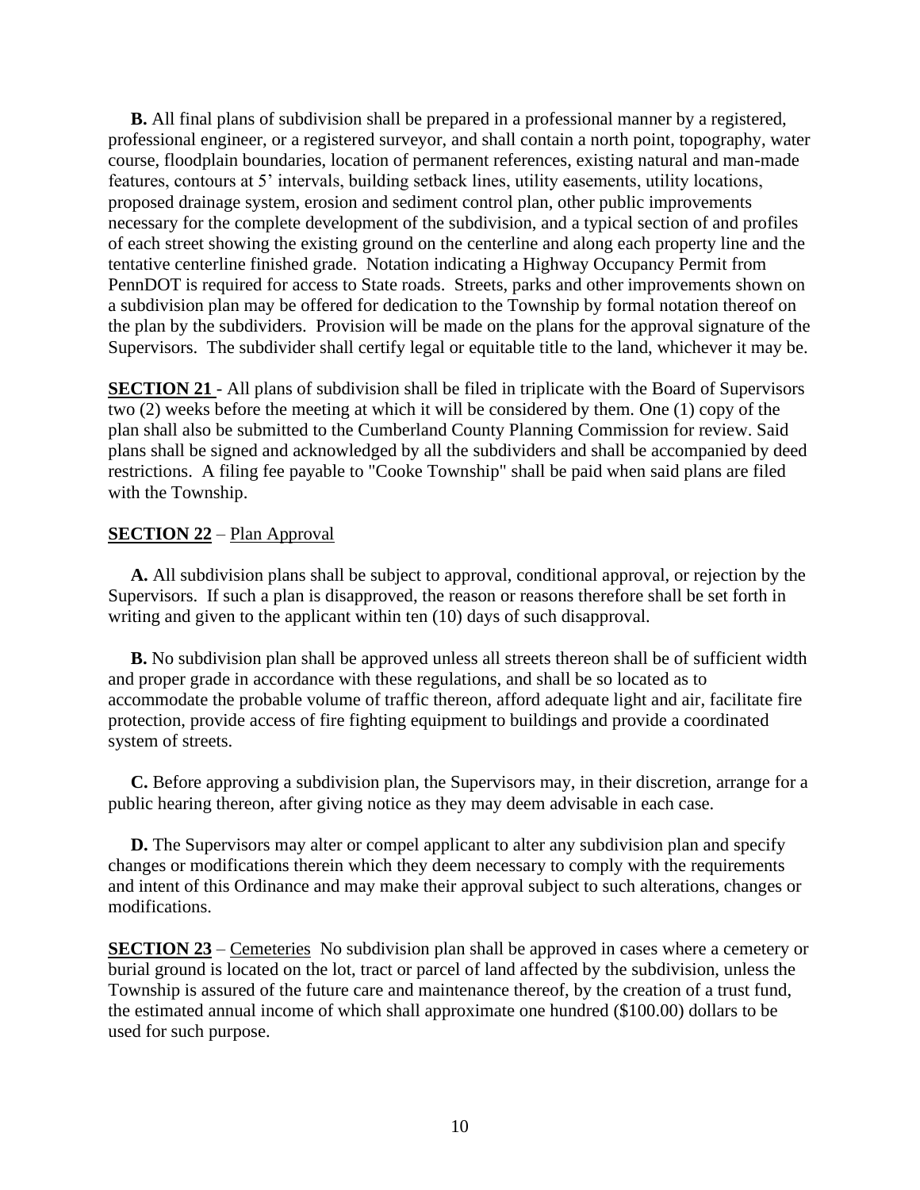**B.** All final plans of subdivision shall be prepared in a professional manner by a registered, professional engineer, or a registered surveyor, and shall contain a north point, topography, water course, floodplain boundaries, location of permanent references, existing natural and man-made features, contours at 5' intervals, building setback lines, utility easements, utility locations, proposed drainage system, erosion and sediment control plan, other public improvements necessary for the complete development of the subdivision, and a typical section of and profiles of each street showing the existing ground on the centerline and along each property line and the tentative centerline finished grade. Notation indicating a Highway Occupancy Permit from PennDOT is required for access to State roads. Streets, parks and other improvements shown on a subdivision plan may be offered for dedication to the Township by formal notation thereof on the plan by the subdividers. Provision will be made on the plans for the approval signature of the Supervisors. The subdivider shall certify legal or equitable title to the land, whichever it may be.

**SECTION 21** - All plans of subdivision shall be filed in triplicate with the Board of Supervisors two (2) weeks before the meeting at which it will be considered by them. One (1) copy of the plan shall also be submitted to the Cumberland County Planning Commission for review. Said plans shall be signed and acknowledged by all the subdividers and shall be accompanied by deed restrictions. A filing fee payable to "Cooke Township" shall be paid when said plans are filed with the Township.

**SECTION 22** – Plan Approval

**A.** All subdivision plans shall be subject to approval, conditional approval, or rejection by the Supervisors. If such a plan is disapproved, the reason or reasons therefore shall be set forth in writing and given to the applicant within ten (10) days of such disapproval.

**B.** No subdivision plan shall be approved unless all streets thereon shall be of sufficient width and proper grade in accordance with these regulations, and shall be so located as to accommodate the probable volume of traffic thereon, afford adequate light and air, facilitate fire protection, provide access of fire fighting equipment to buildings and provide a coordinated system of streets.

**C.** Before approving a subdivision plan, the Supervisors may, in their discretion, arrange for a public hearing thereon, after giving notice as they may deem advisable in each case.

**D.** The Supervisors may alter or compel applicant to alter any subdivision plan and specify changes or modifications therein which they deem necessary to comply with the requirements and intent of this Ordinance and may make their approval subject to such alterations, changes or modifications.

**SECTION 23** – Cemeteries No subdivision plan shall be approved in cases where a cemetery or burial ground is located on the lot, tract or parcel of land affected by the subdivision, unless the Township is assured of the future care and maintenance thereof, by the creation of a trust fund, the estimated annual income of which shall approximate one hundred ($100.00) dollars to be used for such purpose.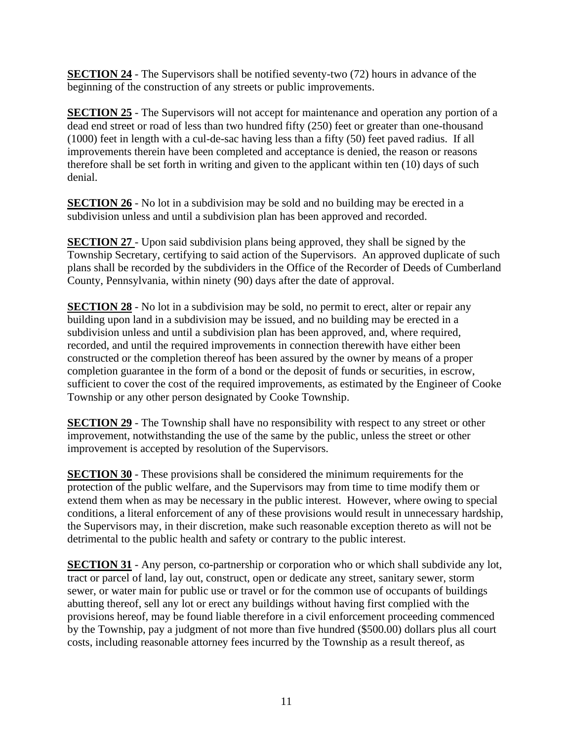**SECTION 24** - The Supervisors shall be notified seventy-two (72) hours in advance of the beginning of the construction of any streets or public improvements.

**SECTION 25** - The Supervisors will not accept for maintenance and operation any portion of a dead end street or road of less than two hundred fifty (250) feet or greater than one-thousand (1000) feet in length with a cul-de-sac having less than a fifty (50) feet paved radius. If all improvements therein have been completed and acceptance is denied, the reason or reasons therefore shall be set forth in writing and given to the applicant within ten (10) days of such denial.

**SECTION 26** - No lot in a subdivision may be sold and no building may be erected in a subdivision unless and until a subdivision plan has been approved and recorded.

**SECTION 27** - Upon said subdivision plans being approved, they shall be signed by the Township Secretary, certifying to said action of the Supervisors. An approved duplicate of such plans shall be recorded by the subdividers in the Office of the Recorder of Deeds of Cumberland County, Pennsylvania, within ninety (90) days after the date of approval.

**SECTION 28** - No lot in a subdivision may be sold, no permit to erect, alter or repair any building upon land in a subdivision may be issued, and no building may be erected in a subdivision unless and until a subdivision plan has been approved, and, where required, recorded, and until the required improvements in connection therewith have either been constructed or the completion thereof has been assured by the owner by means of a proper completion guarantee in the form of a bond or the deposit of funds or securities, in escrow, sufficient to cover the cost of the required improvements, as estimated by the Engineer of Cooke Township or any other person designated by Cooke Township.

**SECTION 29** - The Township shall have no responsibility with respect to any street or other improvement, notwithstanding the use of the same by the public, unless the street or other improvement is accepted by resolution of the Supervisors.

**SECTION 30** - These provisions shall be considered the minimum requirements for the protection of the public welfare, and the Supervisors may from time to time modify them or extend them when as may be necessary in the public interest. However, where owing to special conditions, a literal enforcement of any of these provisions would result in unnecessary hardship, the Supervisors may, in their discretion, make such reasonable exception thereto as will not be detrimental to the public health and safety or contrary to the public interest.

**SECTION 31** - Any person, co-partnership or corporation who or which shall subdivide any lot, tract or parcel of land, lay out, construct, open or dedicate any street, sanitary sewer, storm sewer, or water main for public use or travel or for the common use of occupants of buildings abutting thereof, sell any lot or erect any buildings without having first complied with the provisions hereof, may be found liable therefore in a civil enforcement proceeding commenced by the Township, pay a judgment of not more than five hundred ($500.00) dollars plus all court costs, including reasonable attorney fees incurred by the Township as a result thereof, as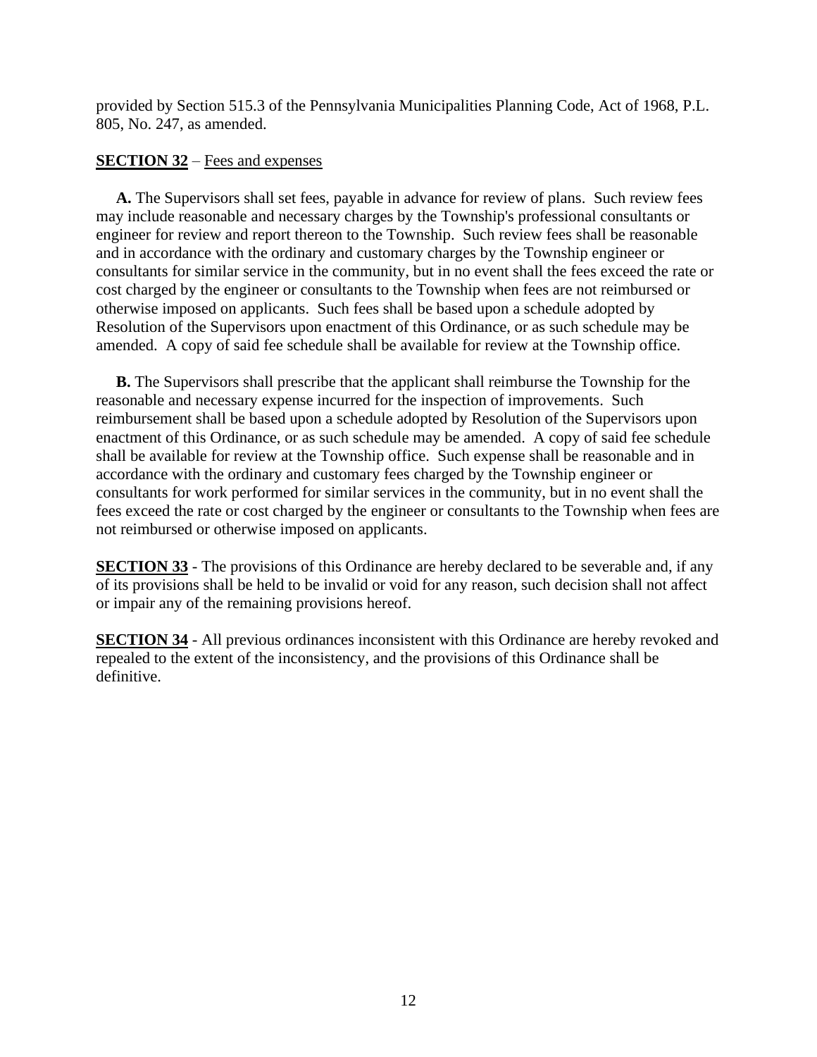provided by Section 515.3 of the Pennsylvania Municipalities Planning Code, Act of 1968, P.L. 805, No. 247, as amended.

**SECTION 32** – Fees and expenses

**A.** The Supervisors shall set fees, payable in advance for review of plans. Such review fees may include reasonable and necessary charges by the Township's professional consultants or engineer for review and report thereon to the Township. Such review fees shall be reasonable and in accordance with the ordinary and customary charges by the Township engineer or consultants for similar service in the community, but in no event shall the fees exceed the rate or cost charged by the engineer or consultants to the Township when fees are not reimbursed or otherwise imposed on applicants. Such fees shall be based upon a schedule adopted by Resolution of the Supervisors upon enactment of this Ordinance, or as such schedule may be amended. A copy of said fee schedule shall be available for review at the Township office.

**B.** The Supervisors shall prescribe that the applicant shall reimburse the Township for the reasonable and necessary expense incurred for the inspection of improvements. Such reimbursement shall be based upon a schedule adopted by Resolution of the Supervisors upon enactment of this Ordinance, or as such schedule may be amended. A copy of said fee schedule shall be available for review at the Township office. Such expense shall be reasonable and in accordance with the ordinary and customary fees charged by the Township engineer or consultants for work performed for similar services in the community, but in no event shall the fees exceed the rate or cost charged by the engineer or consultants to the Township when fees are not reimbursed or otherwise imposed on applicants.

**SECTION 33** - The provisions of this Ordinance are hereby declared to be severable and, if any of its provisions shall be held to be invalid or void for any reason, such decision shall not affect or impair any of the remaining provisions hereof.

**SECTION 34** - All previous ordinances inconsistent with this Ordinance are hereby revoked and repealed to the extent of the inconsistency, and the provisions of this Ordinance shall be definitive.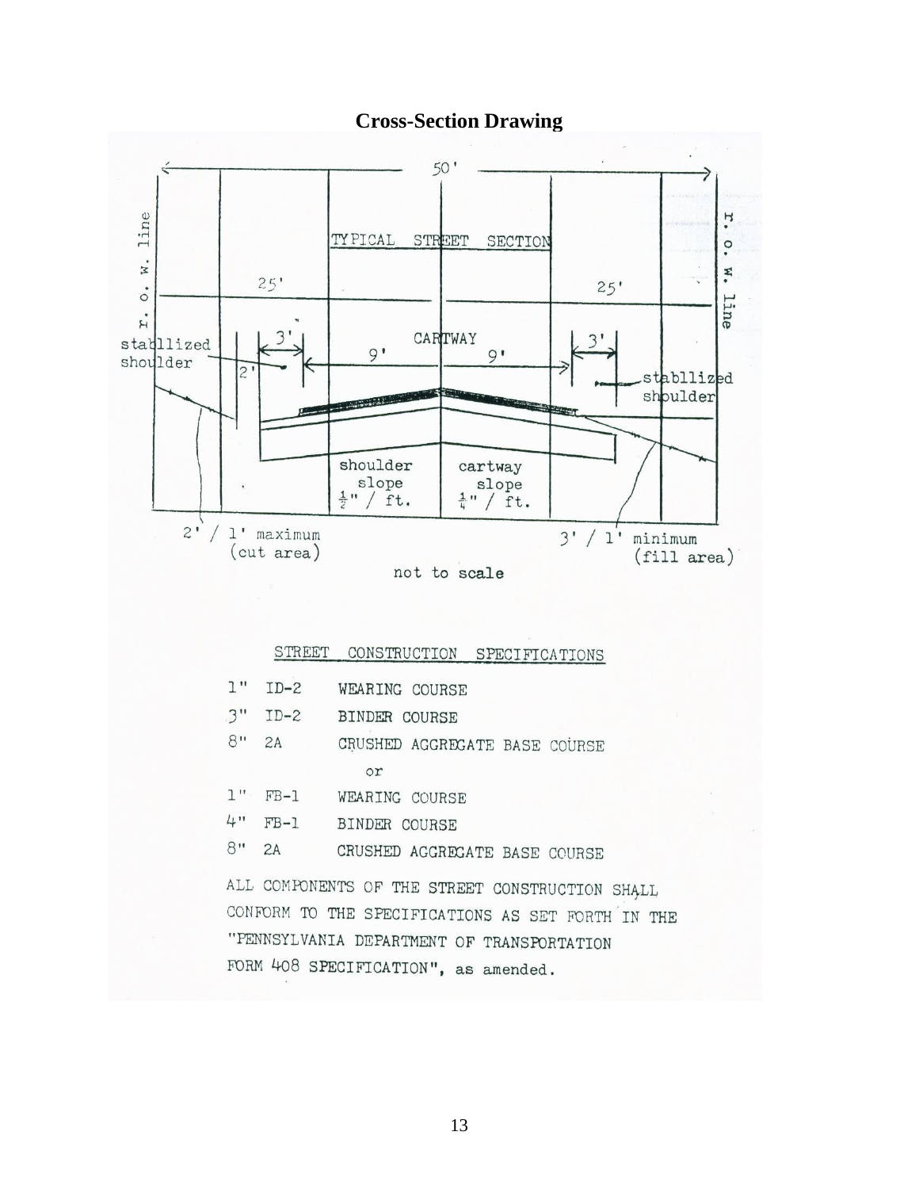## Cross-Section Drawing

50'

r. o. w. line

TYPICAL STREET SECTION

25' 25'

stabilized shoulder

3' 2' 9' CARTWAY 9' 3'

stabilized shoulder

shoulder slope $\frac{1}{2}$" / ft.

cartway slope $\frac{1}{4}$" / ft.

2' / 1' maximum (cut area)

3' / 1' minimum (fill area)

not to scale

STREET CONSTRUCTION SPECIFICATIONS

| | | |
|---|---|---|
| 1" | ID-2 | WEARING COURSE |
| 3" | ID-2 | BINDER COURSE |
| 8" | 2A | CRUSHED AGGREGATE BASE COURSE |
| | | or |
| 1" | FB-1 | WEARING COURSE |
| 4" | FB-1 | BINDER COURSE |
| 8" | 2A | CRUSHED AGGREGATE BASE COURSE |

ALL COMPONENTS OF THE STREET CONSTRUCTION SHALL CONFORM TO THE SPECIFICATIONS AS SET FORTH IN THE "PENNSYLVANIA DEPARTMENT OF TRANSPORTATION FORM 408 SPECIFICATION", as amended.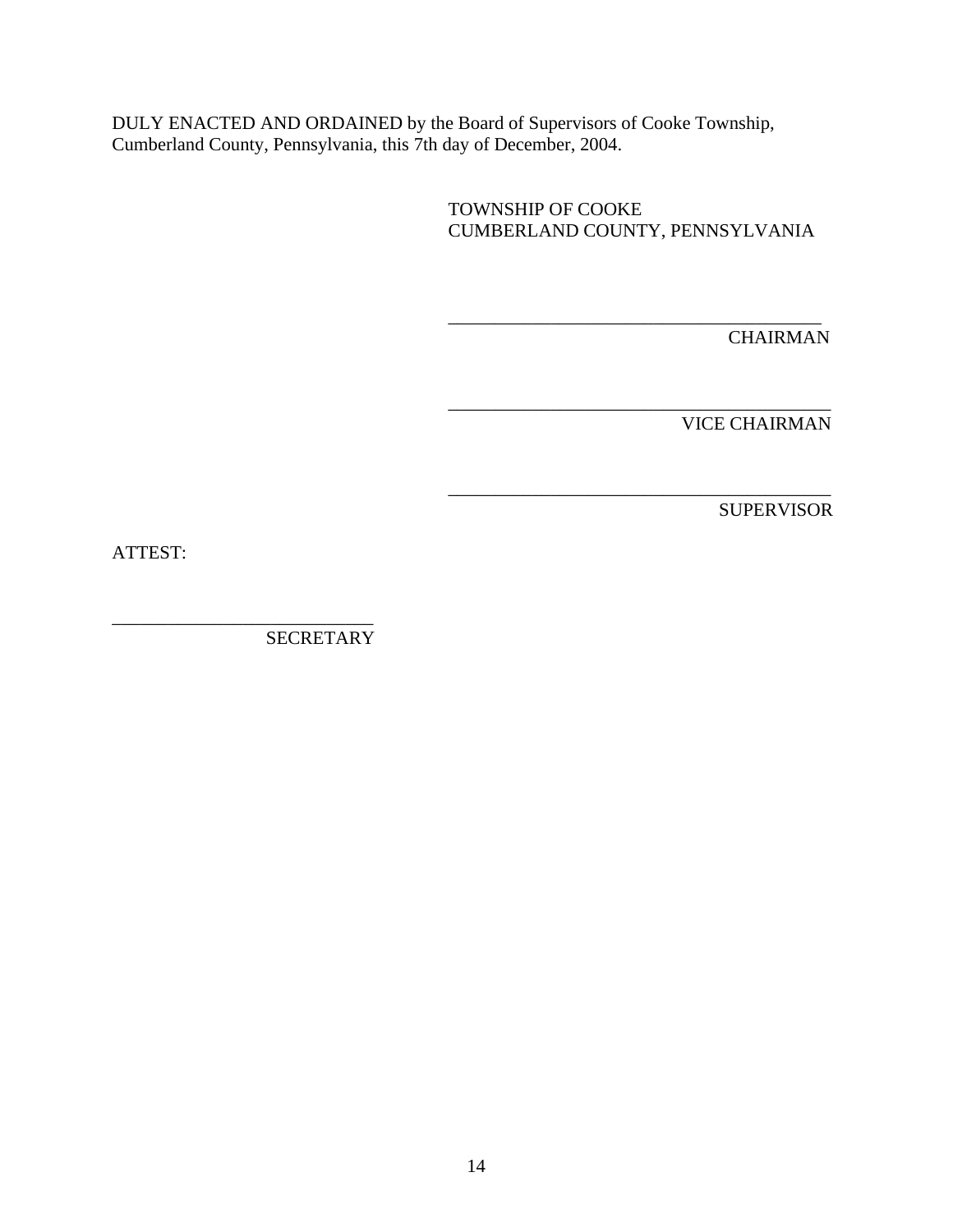DULY ENACTED AND ORDAINED by the Board of Supervisors of Cooke Township, Cumberland County, Pennsylvania, this 7th day of December, 2004.

TOWNSHIP OF COOKE
CUMBERLAND COUNTY, PENNSYLVANIA

\_\_\_\_\_\_\_\_\_\_\_\_\_\_\_\_\_\_\_\_\_\_\_\_\_\_\_\_\_\_\_\_\_\_\_\_\_\_\_\_
CHAIRMAN

\_\_\_\_\_\_\_\_\_\_\_\_\_\_\_\_\_\_\_\_\_\_\_\_\_\_\_\_\_\_\_\_\_\_\_\_\_\_\_\_
VICE CHAIRMAN

\_\_\_\_\_\_\_\_\_\_\_\_\_\_\_\_\_\_\_\_\_\_\_\_\_\_\_\_\_\_\_\_\_\_\_\_\_\_\_\_
SUPERVISOR

ATTEST:

\_\_\_\_\_\_\_\_\_\_\_\_\_\_\_\_\_\_\_\_\_\_\_\_\_\_\_\_
SECRETARY